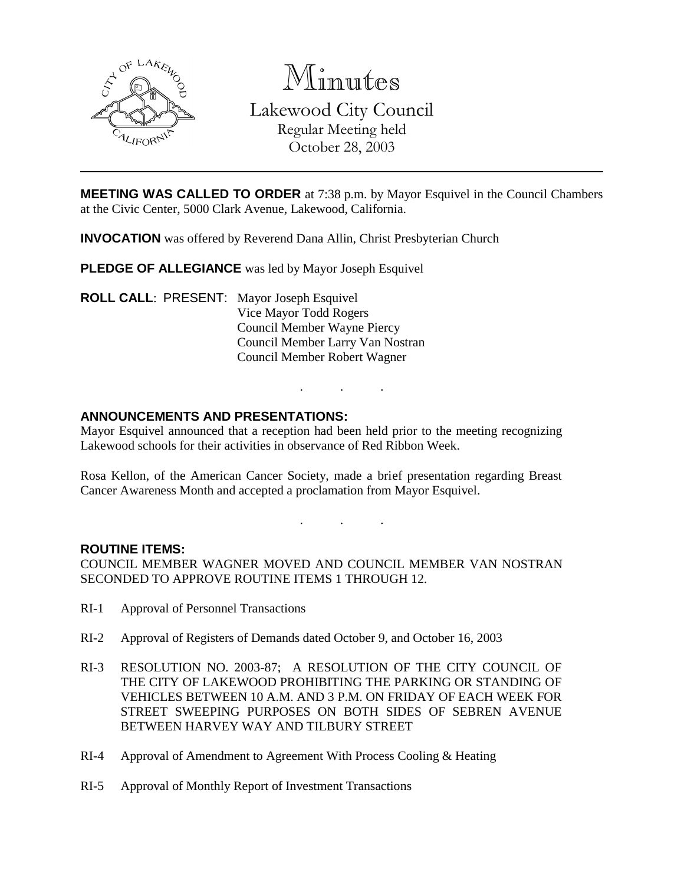# Minutes

## Lakewood City Council

Regular Meeting held
October 28, 2003

**MEETING WAS CALLED TO ORDER** at 7:38 p.m. by Mayor Esquivel in the Council Chambers at the Civic Center, 5000 Clark Avenue, Lakewood, California.

**INVOCATION** was offered by Reverend Dana Allin, Christ Presbyterian Church

**PLEDGE OF ALLEGIANCE** was led by Mayor Joseph Esquivel

**ROLL CALL**: PRESENT: Mayor Joseph Esquivel
Vice Mayor Todd Rogers
Council Member Wayne Piercy
Council Member Larry Van Nostran
Council Member Robert Wagner

. . .

**ANNOUNCEMENTS AND PRESENTATIONS:**

Mayor Esquivel announced that a reception had been held prior to the meeting recognizing Lakewood schools for their activities in observance of Red Ribbon Week.

Rosa Kellon, of the American Cancer Society, made a brief presentation regarding Breast Cancer Awareness Month and accepted a proclamation from Mayor Esquivel.

. . .

**ROUTINE ITEMS:**

COUNCIL MEMBER WAGNER MOVED AND COUNCIL MEMBER VAN NOSTRAN SECONDED TO APPROVE ROUTINE ITEMS 1 THROUGH 12.

RI-1 Approval of Personnel Transactions

RI-2 Approval of Registers of Demands dated October 9, and October 16, 2003

RI-3 RESOLUTION NO. 2003-87; A RESOLUTION OF THE CITY COUNCIL OF THE CITY OF LAKEWOOD PROHIBITING THE PARKING OR STANDING OF VEHICLES BETWEEN 10 A.M. AND 3 P.M. ON FRIDAY OF EACH WEEK FOR STREET SWEEPING PURPOSES ON BOTH SIDES OF SEBREN AVENUE BETWEEN HARVEY WAY AND TILBURY STREET

RI-4 Approval of Amendment to Agreement With Process Cooling & Heating

RI-5 Approval of Monthly Report of Investment Transactions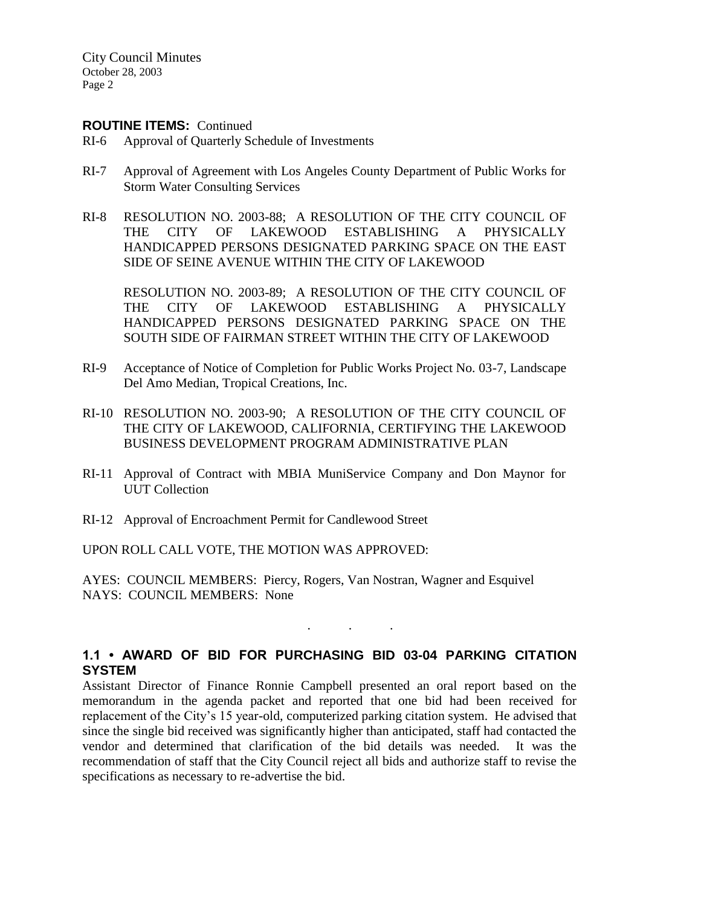**ROUTINE ITEMS:** Continued

RI-6 Approval of Quarterly Schedule of Investments

RI-7 Approval of Agreement with Los Angeles County Department of Public Works for Storm Water Consulting Services

RI-8 RESOLUTION NO. 2003-88; A RESOLUTION OF THE CITY COUNCIL OF THE CITY OF LAKEWOOD ESTABLISHING A PHYSICALLY HANDICAPPED PERSONS DESIGNATED PARKING SPACE ON THE EAST SIDE OF SEINE AVENUE WITHIN THE CITY OF LAKEWOOD

RESOLUTION NO. 2003-89; A RESOLUTION OF THE CITY COUNCIL OF THE CITY OF LAKEWOOD ESTABLISHING A PHYSICALLY HANDICAPPED PERSONS DESIGNATED PARKING SPACE ON THE SOUTH SIDE OF FAIRMAN STREET WITHIN THE CITY OF LAKEWOOD

RI-9 Acceptance of Notice of Completion for Public Works Project No. 03-7, Landscape Del Amo Median, Tropical Creations, Inc.

RI-10 RESOLUTION NO. 2003-90; A RESOLUTION OF THE CITY COUNCIL OF THE CITY OF LAKEWOOD, CALIFORNIA, CERTIFYING THE LAKEWOOD BUSINESS DEVELOPMENT PROGRAM ADMINISTRATIVE PLAN

RI-11 Approval of Contract with MBIA MuniService Company and Don Maynor for UUT Collection

RI-12 Approval of Encroachment Permit for Candlewood Street

UPON ROLL CALL VOTE, THE MOTION WAS APPROVED:

AYES: COUNCIL MEMBERS: Piercy, Rogers, Van Nostran, Wagner and Esquivel
NAYS: COUNCIL MEMBERS: None

. . .

**1.1 • AWARD OF BID FOR PURCHASING BID 03-04 PARKING CITATION SYSTEM**

Assistant Director of Finance Ronnie Campbell presented an oral report based on the memorandum in the agenda packet and reported that one bid had been received for replacement of the City's 15 year-old, computerized parking citation system. He advised that since the single bid received was significantly higher than anticipated, staff had contacted the vendor and determined that clarification of the bid details was needed. It was the recommendation of staff that the City Council reject all bids and authorize staff to revise the specifications as necessary to re-advertise the bid.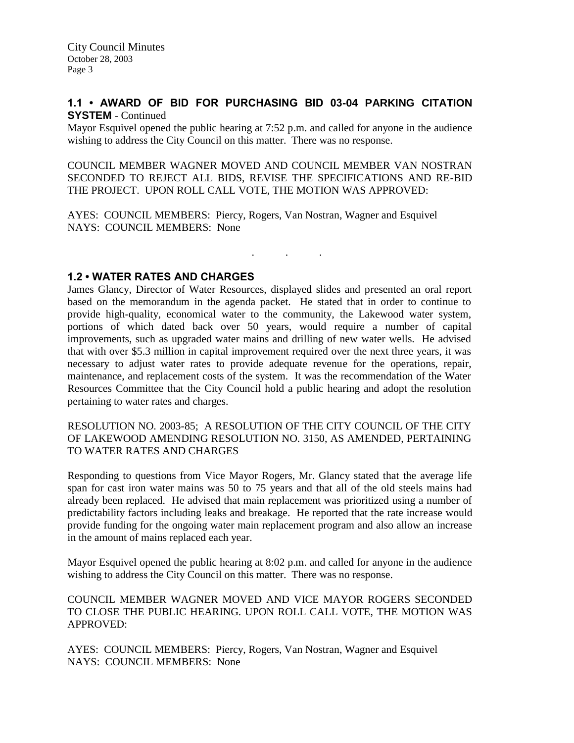### 1.1 • AWARD OF BID FOR PURCHASING BID 03-04 PARKING CITATION SYSTEM - Continued

Mayor Esquivel opened the public hearing at 7:52 p.m. and called for anyone in the audience wishing to address the City Council on this matter. There was no response.

COUNCIL MEMBER WAGNER MOVED AND COUNCIL MEMBER VAN NOSTRAN SECONDED TO REJECT ALL BIDS, REVISE THE SPECIFICATIONS AND RE-BID THE PROJECT. UPON ROLL CALL VOTE, THE MOTION WAS APPROVED:

AYES: COUNCIL MEMBERS: Piercy, Rogers, Van Nostran, Wagner and Esquivel
NAYS: COUNCIL MEMBERS: None

. . .

### 1.2 • WATER RATES AND CHARGES

James Glancy, Director of Water Resources, displayed slides and presented an oral report based on the memorandum in the agenda packet. He stated that in order to continue to provide high-quality, economical water to the community, the Lakewood water system, portions of which dated back over 50 years, would require a number of capital improvements, such as upgraded water mains and drilling of new water wells. He advised that with over $5.3 million in capital improvement required over the next three years, it was necessary to adjust water rates to provide adequate revenue for the operations, repair, maintenance, and replacement costs of the system. It was the recommendation of the Water Resources Committee that the City Council hold a public hearing and adopt the resolution pertaining to water rates and charges.

RESOLUTION NO. 2003-85; A RESOLUTION OF THE CITY COUNCIL OF THE CITY OF LAKEWOOD AMENDING RESOLUTION NO. 3150, AS AMENDED, PERTAINING TO WATER RATES AND CHARGES

Responding to questions from Vice Mayor Rogers, Mr. Glancy stated that the average life span for cast iron water mains was 50 to 75 years and that all of the old steels mains had already been replaced. He advised that main replacement was prioritized using a number of predictability factors including leaks and breakage. He reported that the rate increase would provide funding for the ongoing water main replacement program and also allow an increase in the amount of mains replaced each year.

Mayor Esquivel opened the public hearing at 8:02 p.m. and called for anyone in the audience wishing to address the City Council on this matter. There was no response.

COUNCIL MEMBER WAGNER MOVED AND VICE MAYOR ROGERS SECONDED TO CLOSE THE PUBLIC HEARING. UPON ROLL CALL VOTE, THE MOTION WAS APPROVED:

AYES: COUNCIL MEMBERS: Piercy, Rogers, Van Nostran, Wagner and Esquivel
NAYS: COUNCIL MEMBERS: None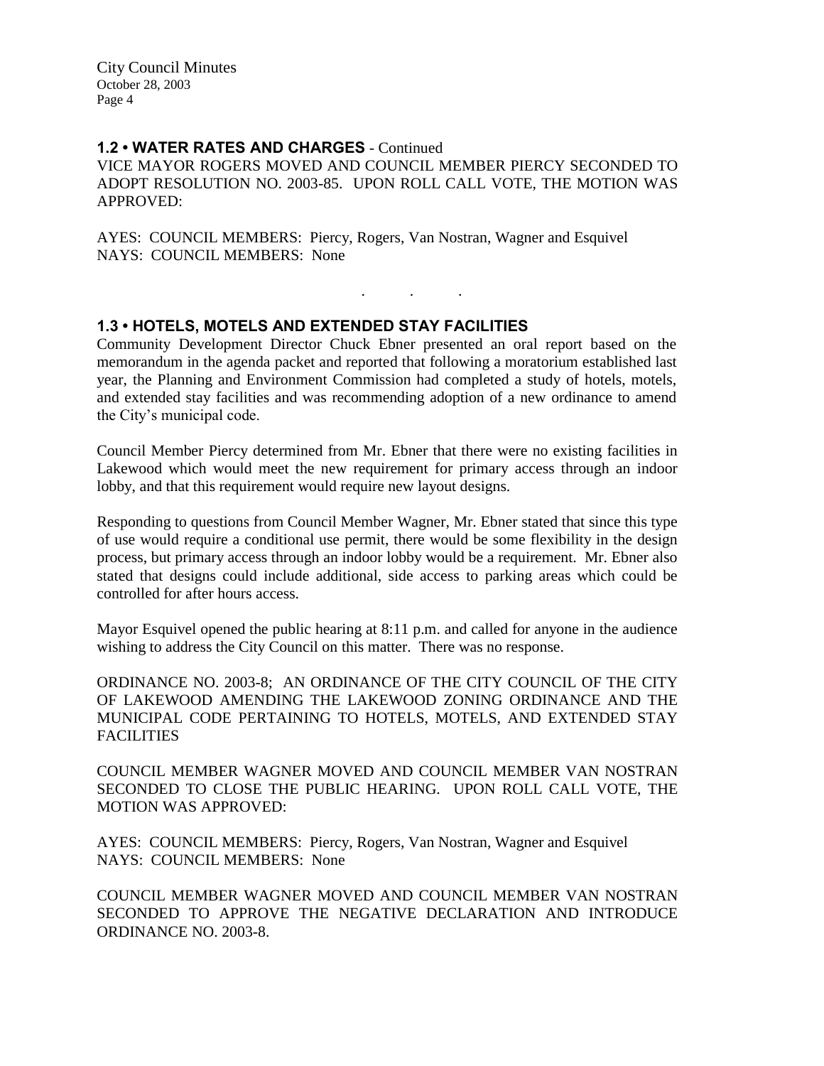### 1.2 • WATER RATES AND CHARGES - Continued

VICE MAYOR ROGERS MOVED AND COUNCIL MEMBER PIERCY SECONDED TO ADOPT RESOLUTION NO. 2003-85. UPON ROLL CALL VOTE, THE MOTION WAS APPROVED:

AYES: COUNCIL MEMBERS: Piercy, Rogers, Van Nostran, Wagner and Esquivel
NAYS: COUNCIL MEMBERS: None

. . .

### 1.3 • HOTELS, MOTELS AND EXTENDED STAY FACILITIES

Community Development Director Chuck Ebner presented an oral report based on the memorandum in the agenda packet and reported that following a moratorium established last year, the Planning and Environment Commission had completed a study of hotels, motels, and extended stay facilities and was recommending adoption of a new ordinance to amend the City's municipal code.

Council Member Piercy determined from Mr. Ebner that there were no existing facilities in Lakewood which would meet the new requirement for primary access through an indoor lobby, and that this requirement would require new layout designs.

Responding to questions from Council Member Wagner, Mr. Ebner stated that since this type of use would require a conditional use permit, there would be some flexibility in the design process, but primary access through an indoor lobby would be a requirement. Mr. Ebner also stated that designs could include additional, side access to parking areas which could be controlled for after hours access.

Mayor Esquivel opened the public hearing at 8:11 p.m. and called for anyone in the audience wishing to address the City Council on this matter. There was no response.

ORDINANCE NO. 2003-8; AN ORDINANCE OF THE CITY COUNCIL OF THE CITY OF LAKEWOOD AMENDING THE LAKEWOOD ZONING ORDINANCE AND THE MUNICIPAL CODE PERTAINING TO HOTELS, MOTELS, AND EXTENDED STAY FACILITIES

COUNCIL MEMBER WAGNER MOVED AND COUNCIL MEMBER VAN NOSTRAN SECONDED TO CLOSE THE PUBLIC HEARING. UPON ROLL CALL VOTE, THE MOTION WAS APPROVED:

AYES: COUNCIL MEMBERS: Piercy, Rogers, Van Nostran, Wagner and Esquivel
NAYS: COUNCIL MEMBERS: None

COUNCIL MEMBER WAGNER MOVED AND COUNCIL MEMBER VAN NOSTRAN SECONDED TO APPROVE THE NEGATIVE DECLARATION AND INTRODUCE ORDINANCE NO. 2003-8.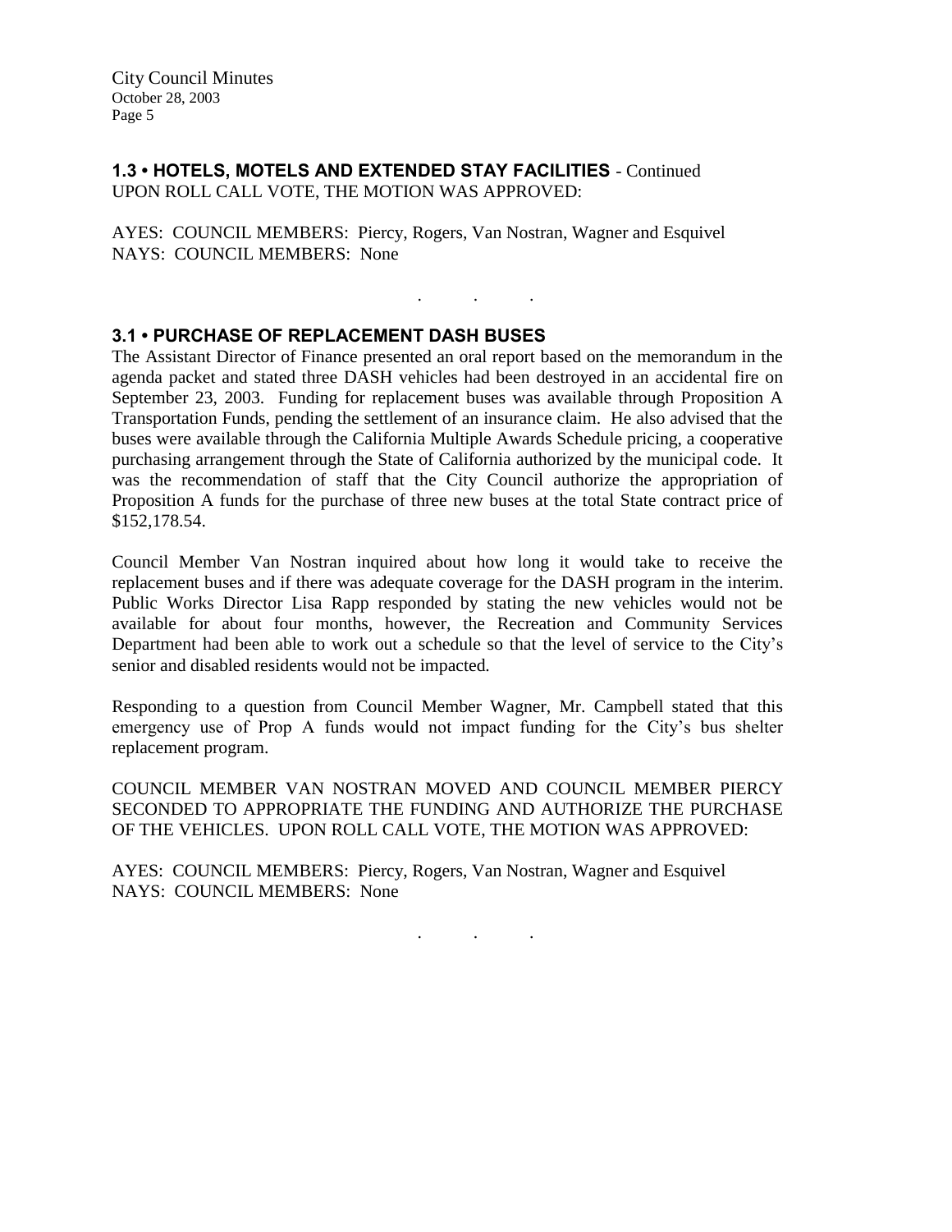## 1.3 • HOTELS, MOTELS AND EXTENDED STAY FACILITIES - Continued

UPON ROLL CALL VOTE, THE MOTION WAS APPROVED:

AYES: COUNCIL MEMBERS: Piercy, Rogers, Van Nostran, Wagner and Esquivel
NAYS: COUNCIL MEMBERS: None

. . .

## 3.1 • PURCHASE OF REPLACEMENT DASH BUSES

The Assistant Director of Finance presented an oral report based on the memorandum in the agenda packet and stated three DASH vehicles had been destroyed in an accidental fire on September 23, 2003. Funding for replacement buses was available through Proposition A Transportation Funds, pending the settlement of an insurance claim. He also advised that the buses were available through the California Multiple Awards Schedule pricing, a cooperative purchasing arrangement through the State of California authorized by the municipal code. It was the recommendation of staff that the City Council authorize the appropriation of Proposition A funds for the purchase of three new buses at the total State contract price of $152,178.54.

Council Member Van Nostran inquired about how long it would take to receive the replacement buses and if there was adequate coverage for the DASH program in the interim. Public Works Director Lisa Rapp responded by stating the new vehicles would not be available for about four months, however, the Recreation and Community Services Department had been able to work out a schedule so that the level of service to the City's senior and disabled residents would not be impacted.

Responding to a question from Council Member Wagner, Mr. Campbell stated that this emergency use of Prop A funds would not impact funding for the City's bus shelter replacement program.

COUNCIL MEMBER VAN NOSTRAN MOVED AND COUNCIL MEMBER PIERCY SECONDED TO APPROPRIATE THE FUNDING AND AUTHORIZE THE PURCHASE OF THE VEHICLES. UPON ROLL CALL VOTE, THE MOTION WAS APPROVED:

AYES: COUNCIL MEMBERS: Piercy, Rogers, Van Nostran, Wagner and Esquivel
NAYS: COUNCIL MEMBERS: None

. . .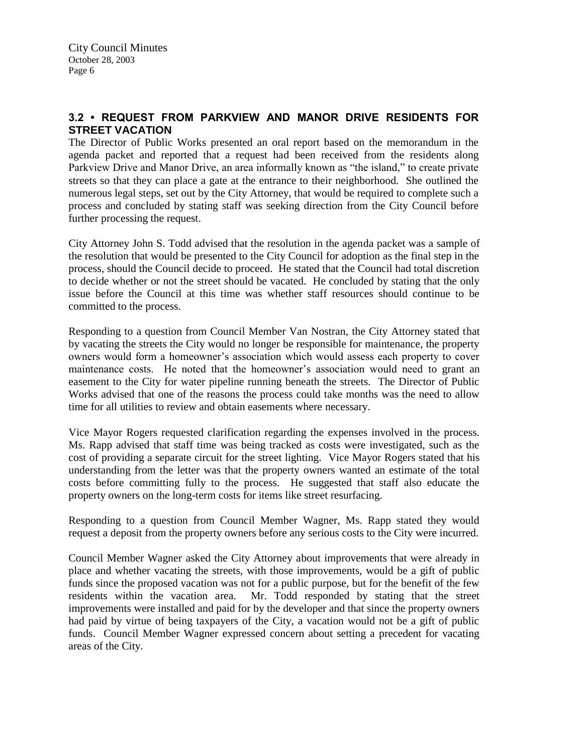## 3.2 • REQUEST FROM PARKVIEW AND MANOR DRIVE RESIDENTS FOR STREET VACATION

The Director of Public Works presented an oral report based on the memorandum in the agenda packet and reported that a request had been received from the residents along Parkview Drive and Manor Drive, an area informally known as "the island," to create private streets so that they can place a gate at the entrance to their neighborhood. She outlined the numerous legal steps, set out by the City Attorney, that would be required to complete such a process and concluded by stating staff was seeking direction from the City Council before further processing the request.

City Attorney John S. Todd advised that the resolution in the agenda packet was a sample of the resolution that would be presented to the City Council for adoption as the final step in the process, should the Council decide to proceed. He stated that the Council had total discretion to decide whether or not the street should be vacated. He concluded by stating that the only issue before the Council at this time was whether staff resources should continue to be committed to the process.

Responding to a question from Council Member Van Nostran, the City Attorney stated that by vacating the streets the City would no longer be responsible for maintenance, the property owners would form a homeowner's association which would assess each property to cover maintenance costs. He noted that the homeowner's association would need to grant an easement to the City for water pipeline running beneath the streets. The Director of Public Works advised that one of the reasons the process could take months was the need to allow time for all utilities to review and obtain easements where necessary.

Vice Mayor Rogers requested clarification regarding the expenses involved in the process. Ms. Rapp advised that staff time was being tracked as costs were investigated, such as the cost of providing a separate circuit for the street lighting. Vice Mayor Rogers stated that his understanding from the letter was that the property owners wanted an estimate of the total costs before committing fully to the process. He suggested that staff also educate the property owners on the long-term costs for items like street resurfacing.

Responding to a question from Council Member Wagner, Ms. Rapp stated they would request a deposit from the property owners before any serious costs to the City were incurred.

Council Member Wagner asked the City Attorney about improvements that were already in place and whether vacating the streets, with those improvements, would be a gift of public funds since the proposed vacation was not for a public purpose, but for the benefit of the few residents within the vacation area. Mr. Todd responded by stating that the street improvements were installed and paid for by the developer and that since the property owners had paid by virtue of being taxpayers of the City, a vacation would not be a gift of public funds. Council Member Wagner expressed concern about setting a precedent for vacating areas of the City.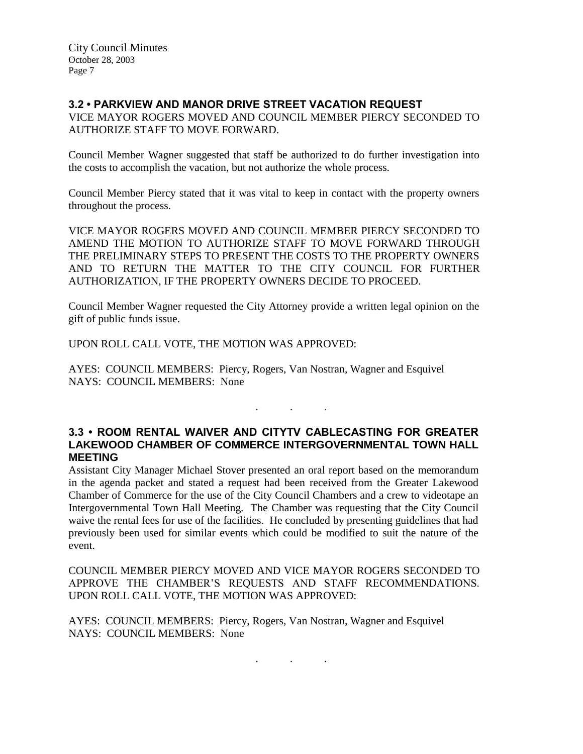### 3.2 • PARKVIEW AND MANOR DRIVE STREET VACATION REQUEST

VICE MAYOR ROGERS MOVED AND COUNCIL MEMBER PIERCY SECONDED TO AUTHORIZE STAFF TO MOVE FORWARD.

Council Member Wagner suggested that staff be authorized to do further investigation into the costs to accomplish the vacation, but not authorize the whole process.

Council Member Piercy stated that it was vital to keep in contact with the property owners throughout the process.

VICE MAYOR ROGERS MOVED AND COUNCIL MEMBER PIERCY SECONDED TO AMEND THE MOTION TO AUTHORIZE STAFF TO MOVE FORWARD THROUGH THE PRELIMINARY STEPS TO PRESENT THE COSTS TO THE PROPERTY OWNERS AND TO RETURN THE MATTER TO THE CITY COUNCIL FOR FURTHER AUTHORIZATION, IF THE PROPERTY OWNERS DECIDE TO PROCEED.

Council Member Wagner requested the City Attorney provide a written legal opinion on the gift of public funds issue.

UPON ROLL CALL VOTE, THE MOTION WAS APPROVED:

AYES: COUNCIL MEMBERS: Piercy, Rogers, Van Nostran, Wagner and Esquivel
NAYS: COUNCIL MEMBERS: None

. . .

### 3.3 • ROOM RENTAL WAIVER AND CITYTV CABLECASTING FOR GREATER LAKEWOOD CHAMBER OF COMMERCE INTERGOVERNMENTAL TOWN HALL MEETING

Assistant City Manager Michael Stover presented an oral report based on the memorandum in the agenda packet and stated a request had been received from the Greater Lakewood Chamber of Commerce for the use of the City Council Chambers and a crew to videotape an Intergovernmental Town Hall Meeting. The Chamber was requesting that the City Council waive the rental fees for use of the facilities. He concluded by presenting guidelines that had previously been used for similar events which could be modified to suit the nature of the event.

COUNCIL MEMBER PIERCY MOVED AND VICE MAYOR ROGERS SECONDED TO APPROVE THE CHAMBER'S REQUESTS AND STAFF RECOMMENDATIONS. UPON ROLL CALL VOTE, THE MOTION WAS APPROVED:

AYES: COUNCIL MEMBERS: Piercy, Rogers, Van Nostran, Wagner and Esquivel
NAYS: COUNCIL MEMBERS: None

. . .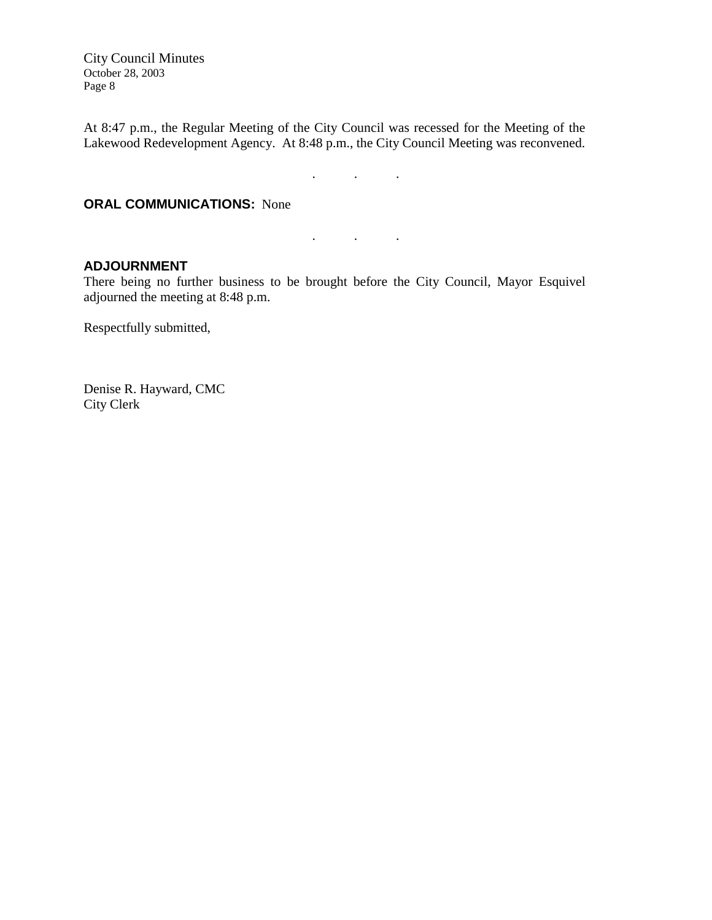At 8:47 p.m., the Regular Meeting of the City Council was recessed for the Meeting of the Lakewood Redevelopment Agency. At 8:48 p.m., the City Council Meeting was reconvened.

. . .

**ORAL COMMUNICATIONS:** None

. . .

**ADJOURNMENT**

There being no further business to be brought before the City Council, Mayor Esquivel adjourned the meeting at 8:48 p.m.

Respectfully submitted,

Denise R. Hayward, CMC
City Clerk